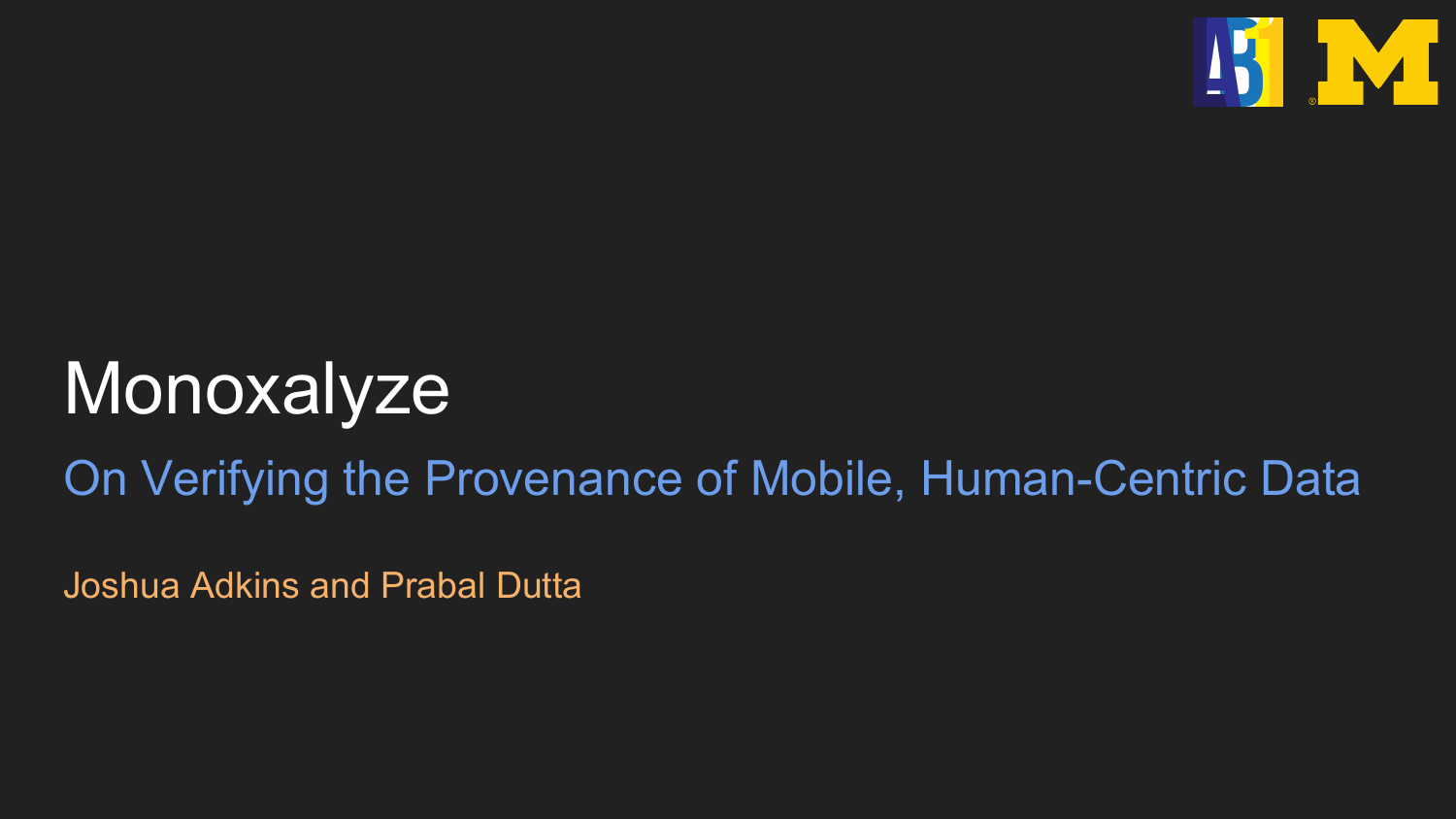# Monoxalyze

## On Verifying the Provenance of Mobile, Human-Centric Data

Joshua Adkins and Prabal Dutta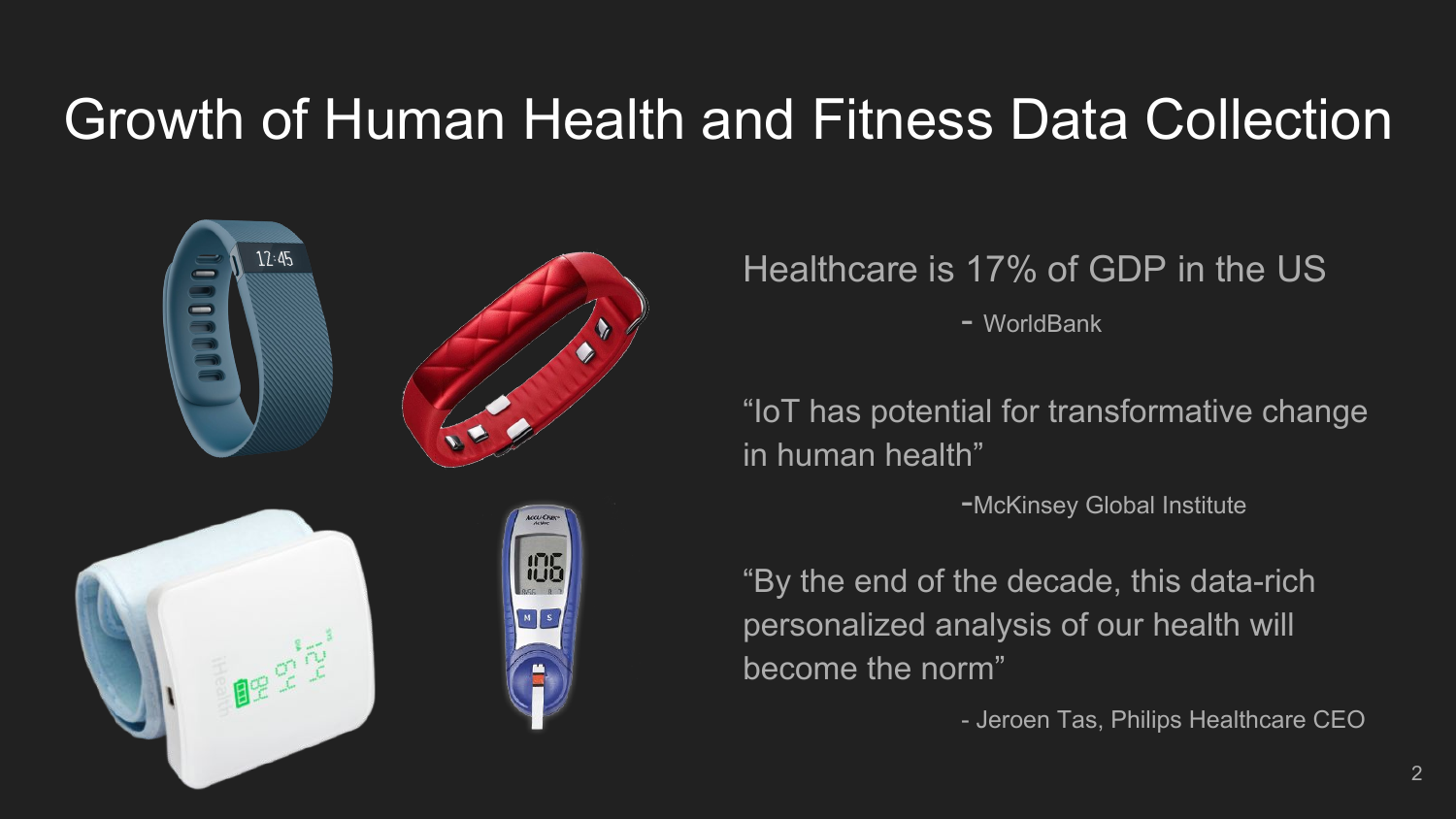# Growth of Human Health and Fitness Data Collection

Healthcare is 17% of GDP in the US

- WorldBank

"IoT has potential for transformative change in human health"

-McKinsey Global Institute

"By the end of the decade, this data-rich personalized analysis of our health will become the norm"

- Jeroen Tas, Philips Healthcare CEO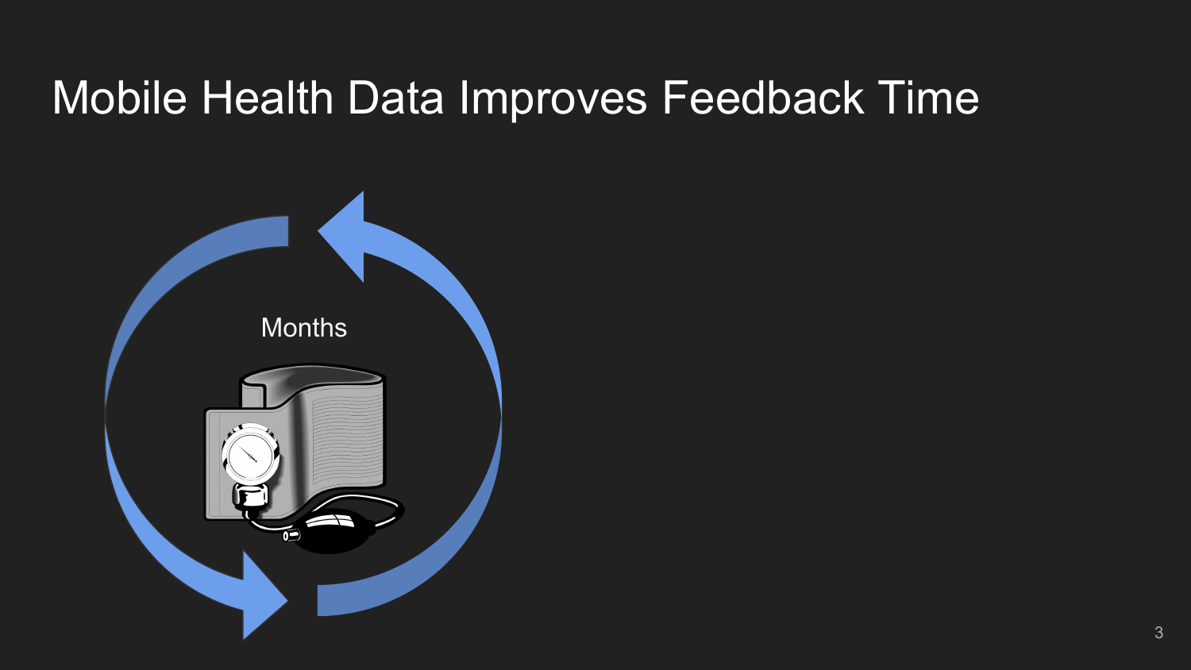# Mobile Health Data Improves Feedback Time

Months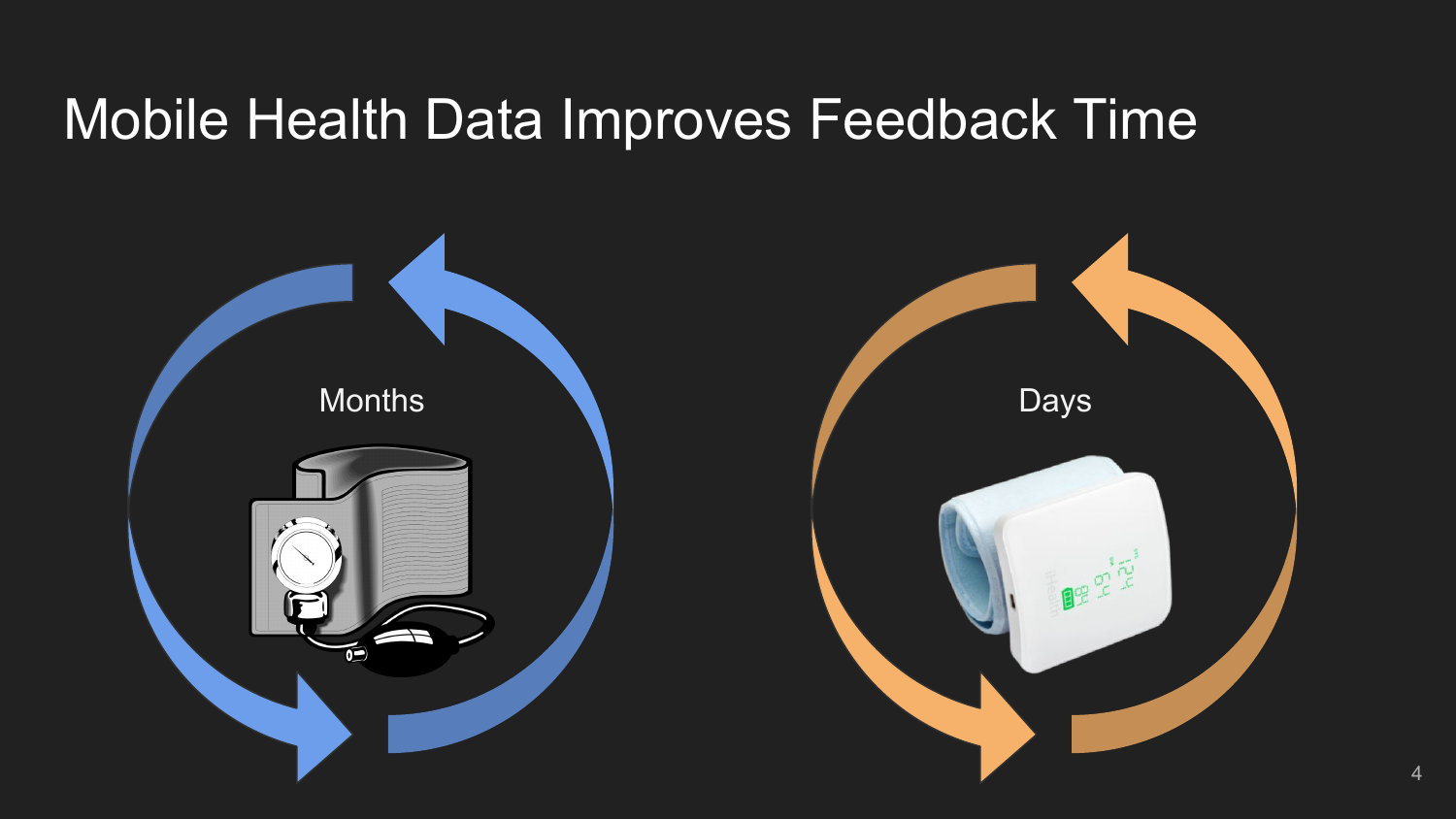# Mobile Health Data Improves Feedback Time

Months

Days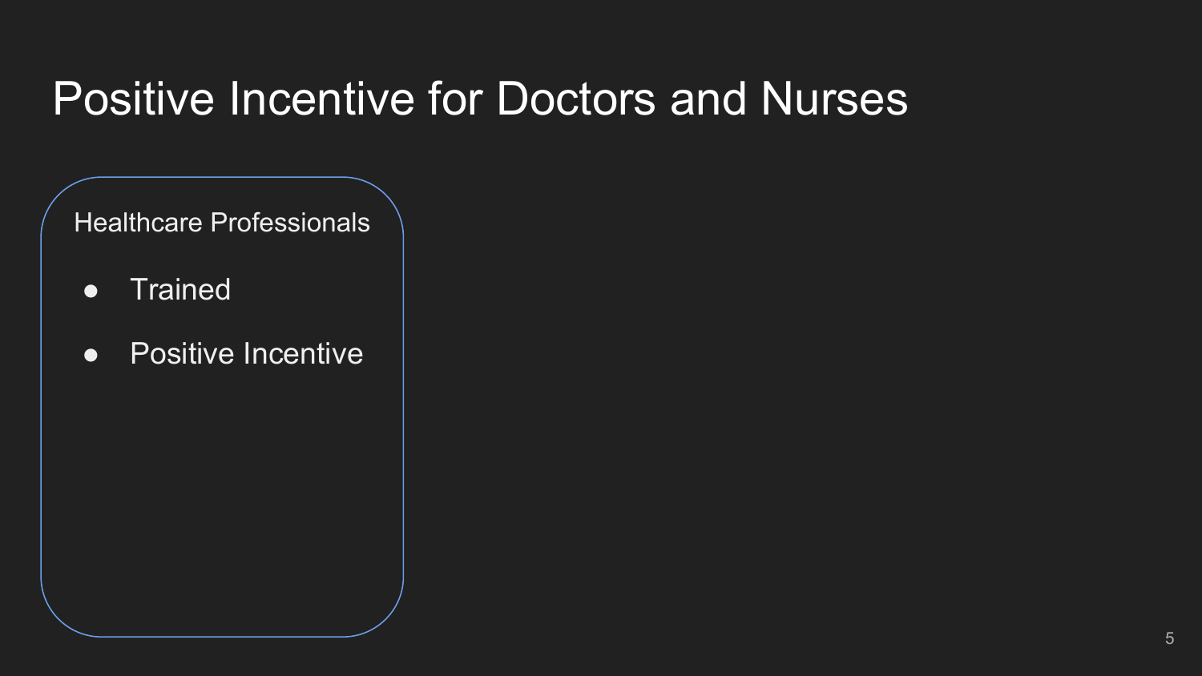# Positive Incentive for Doctors and Nurses

Healthcare Professionals

- Trained
- Positive Incentive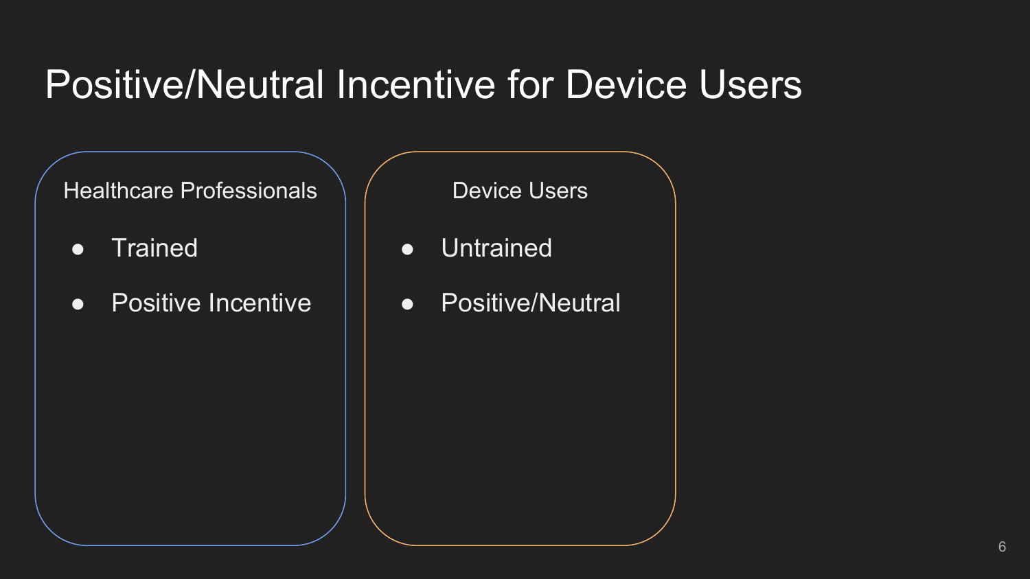# Positive/Neutral Incentive for Device Users

### Healthcare Professionals

- Trained
- Positive Incentive

### Device Users

- Untrained
- Positive/Neutral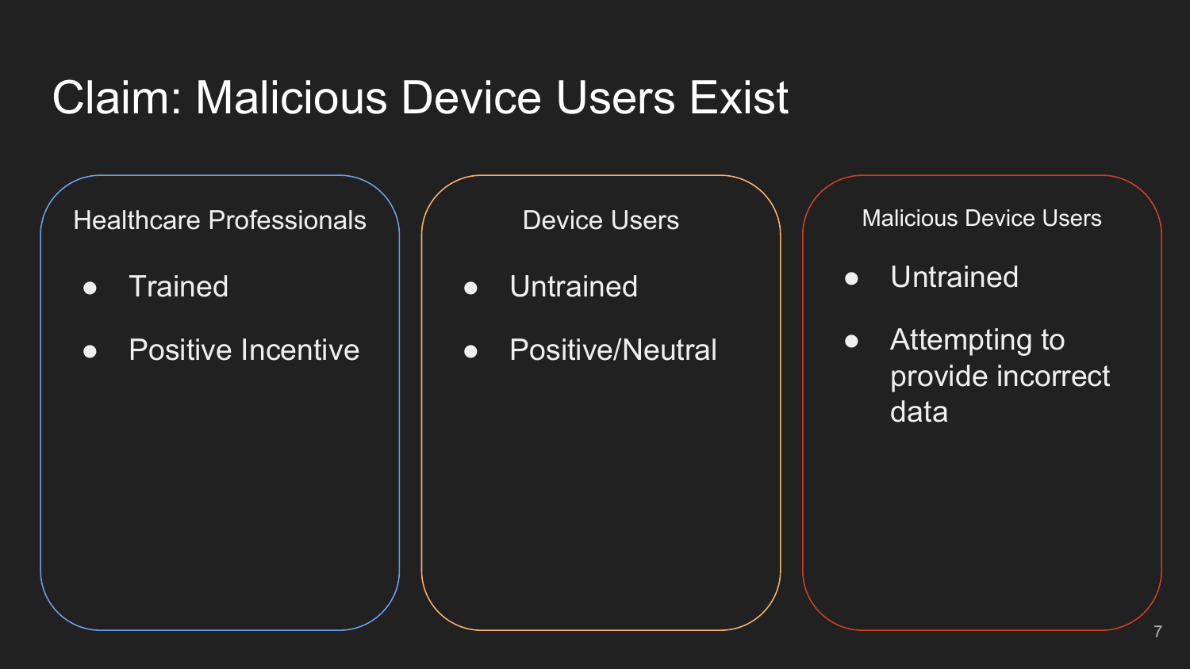# Claim: Malicious Device Users Exist

### Healthcare Professionals

- Trained
- Positive Incentive

### Device Users

- Untrained
- Positive/Neutral

### Malicious Device Users

- Untrained
- Attempting to provide incorrect data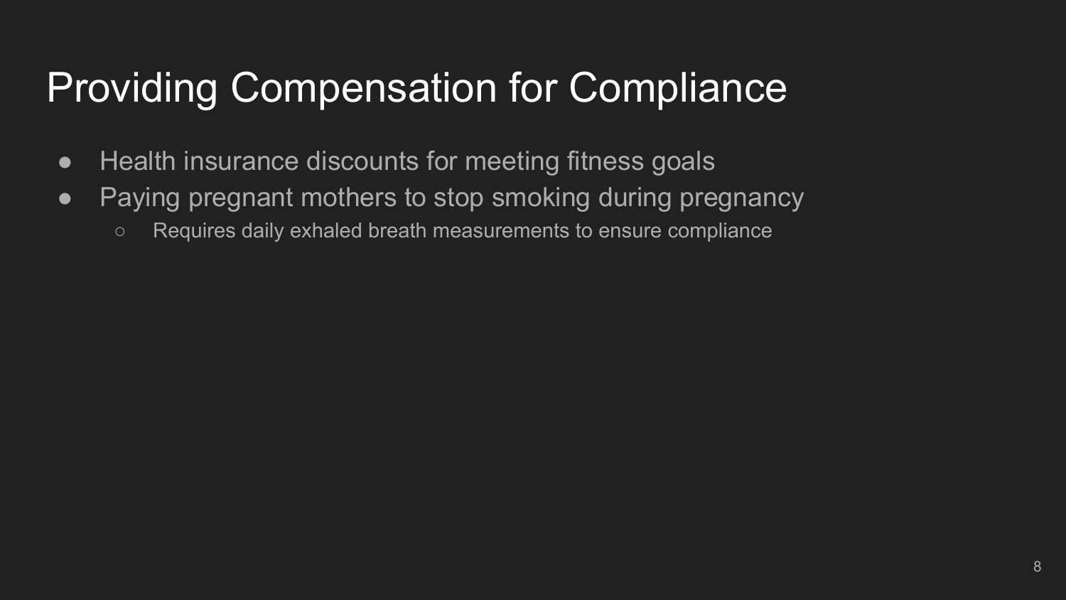# Providing Compensation for Compliance

- Health insurance discounts for meeting fitness goals
- Paying pregnant mothers to stop smoking during pregnancy
  - Requires daily exhaled breath measurements to ensure compliance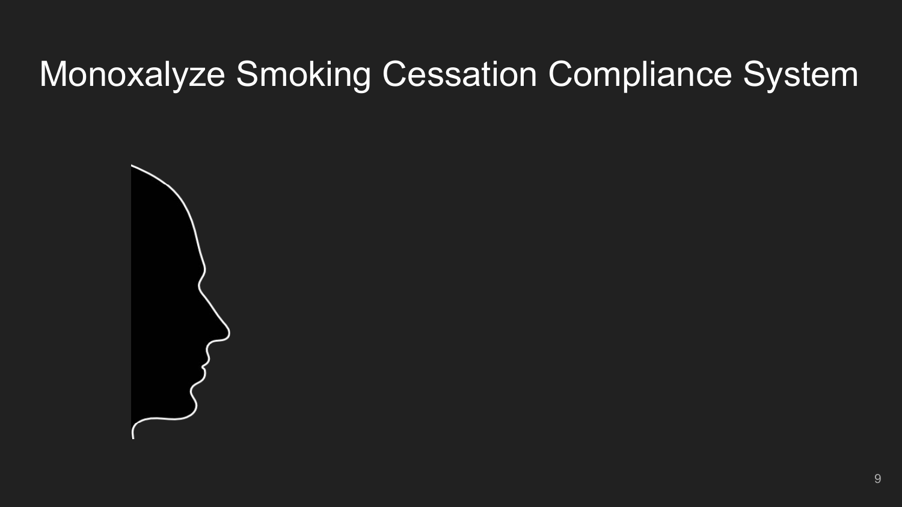# Monoxalyze Smoking Cessation Compliance System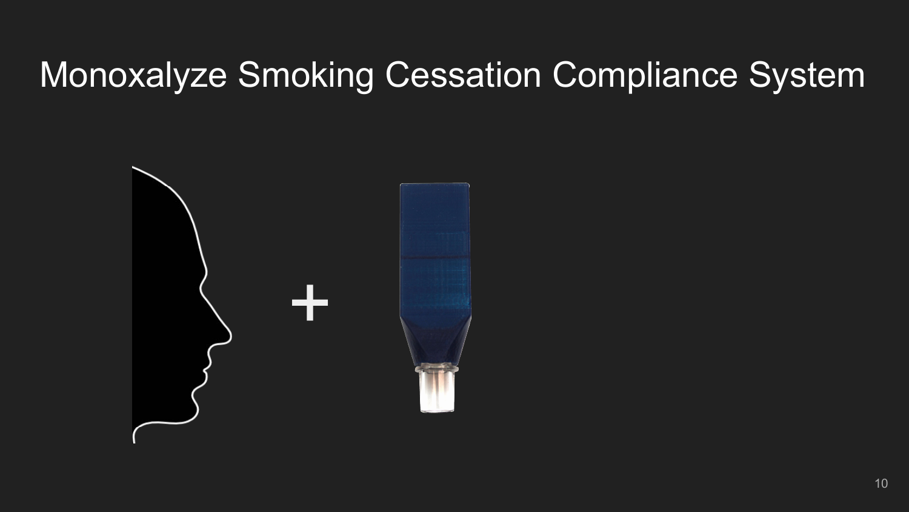# Monoxalyze Smoking Cessation Compliance System

+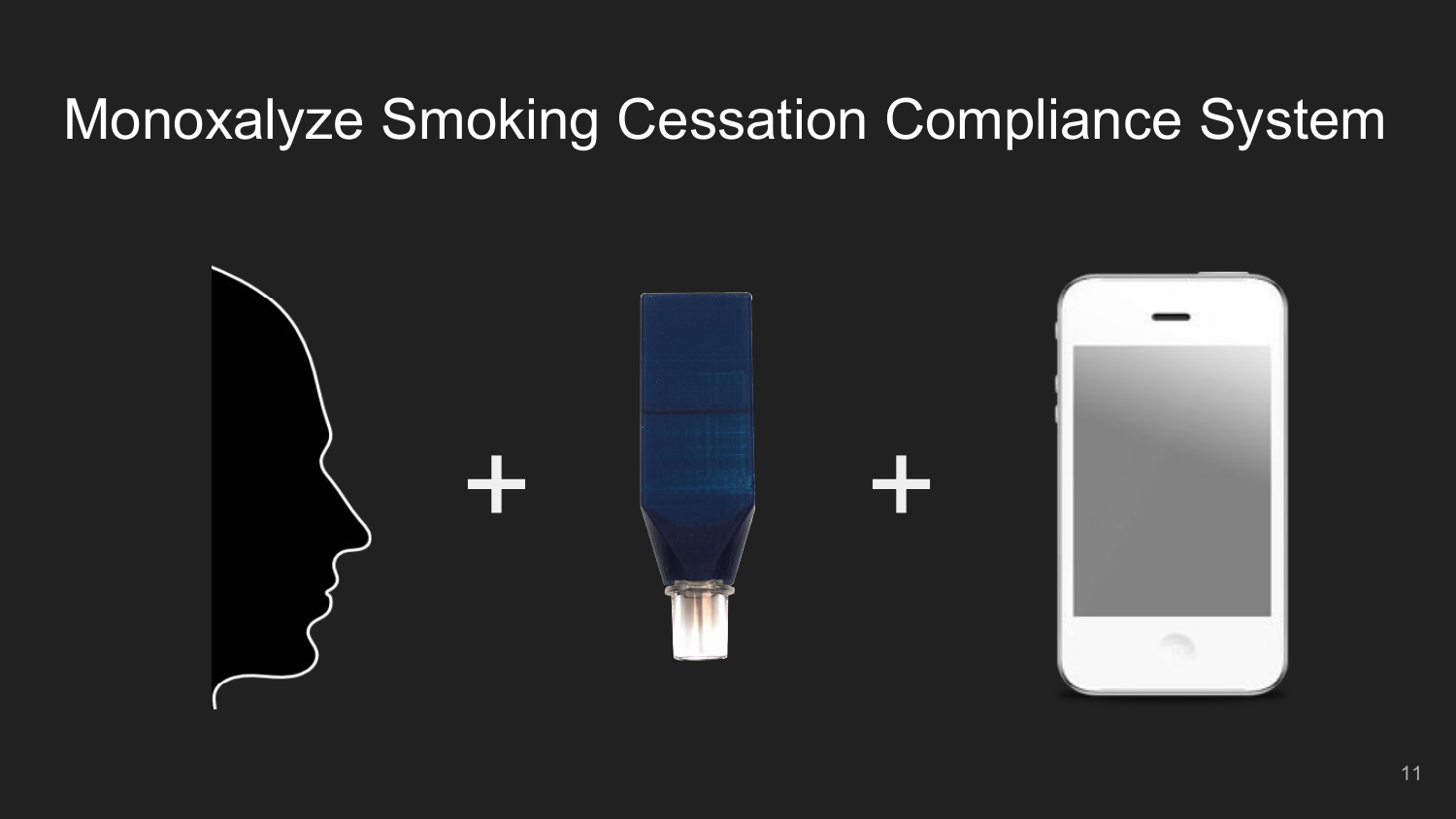# Monoxalyze Smoking Cessation Compliance System

+

+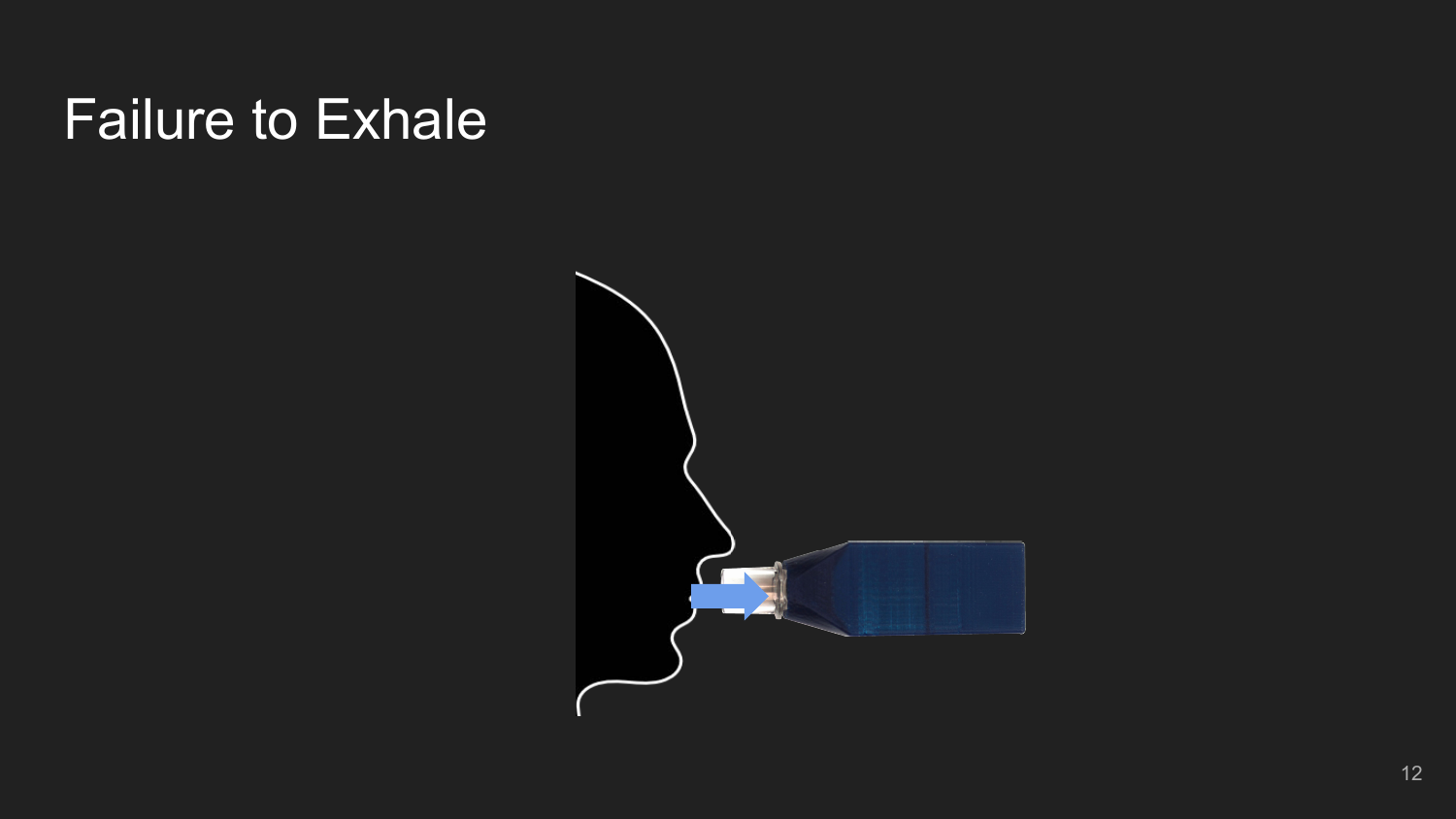# Failure to Exhale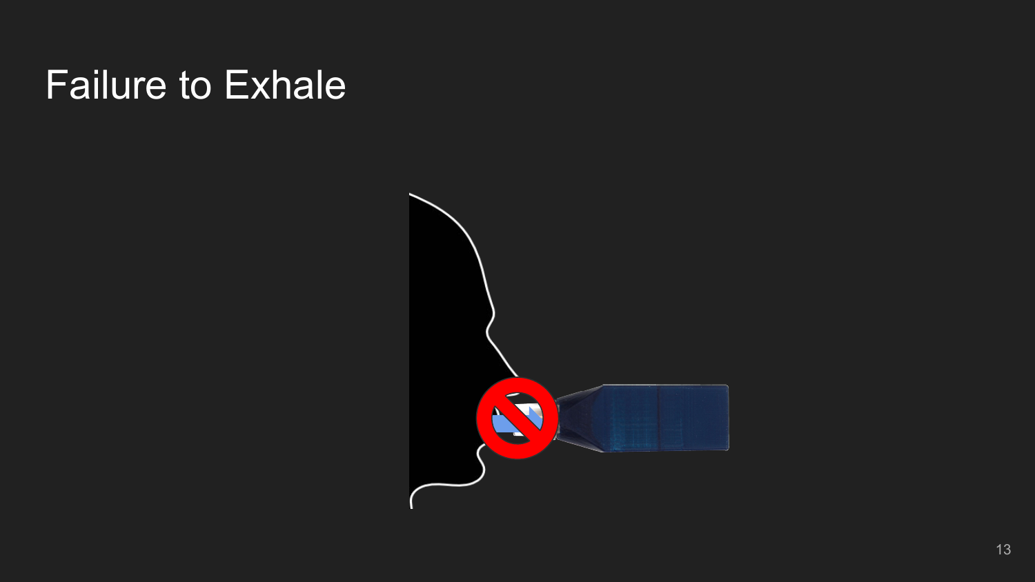# Failure to Exhale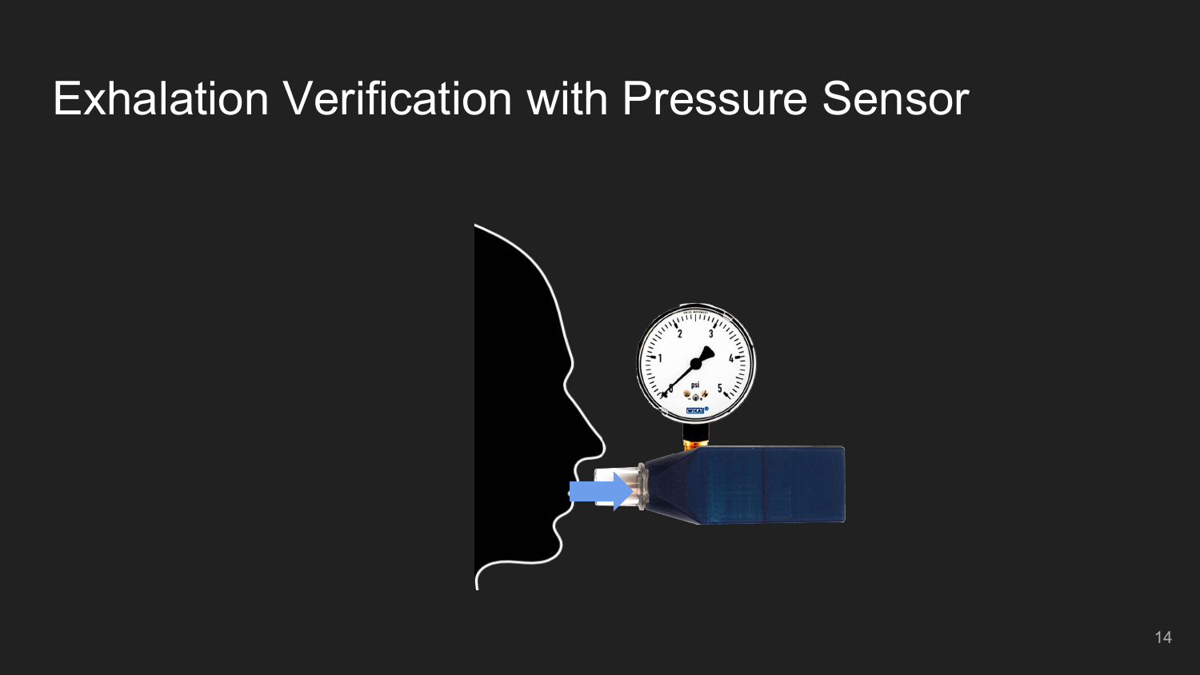# Exhalation Verification with Pressure Sensor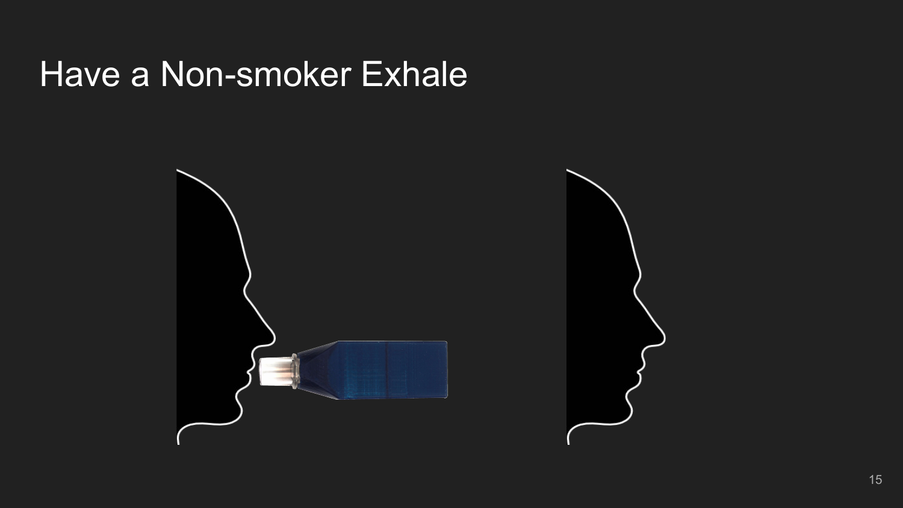# Have a Non-smoker Exhale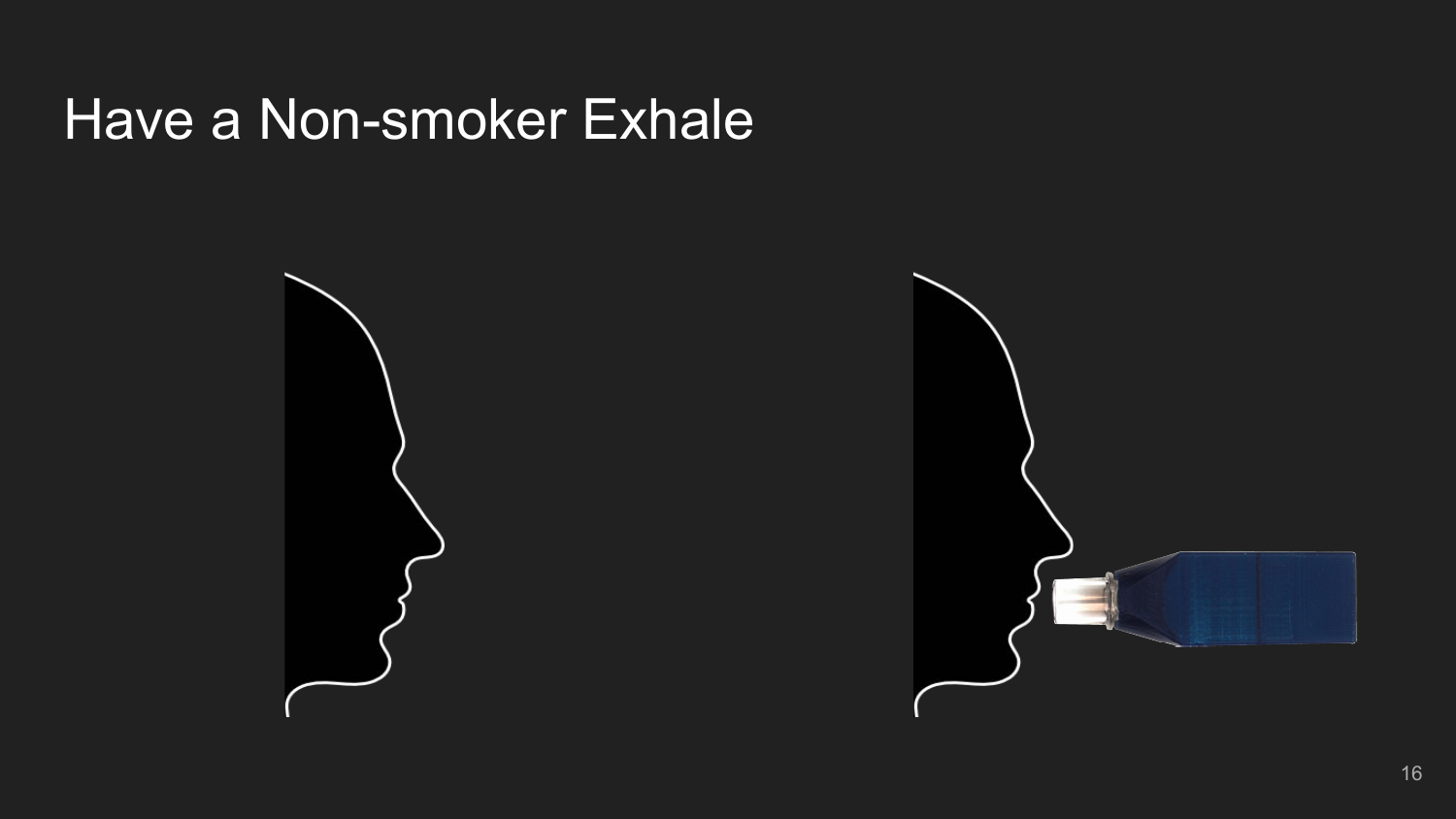# Have a Non-smoker Exhale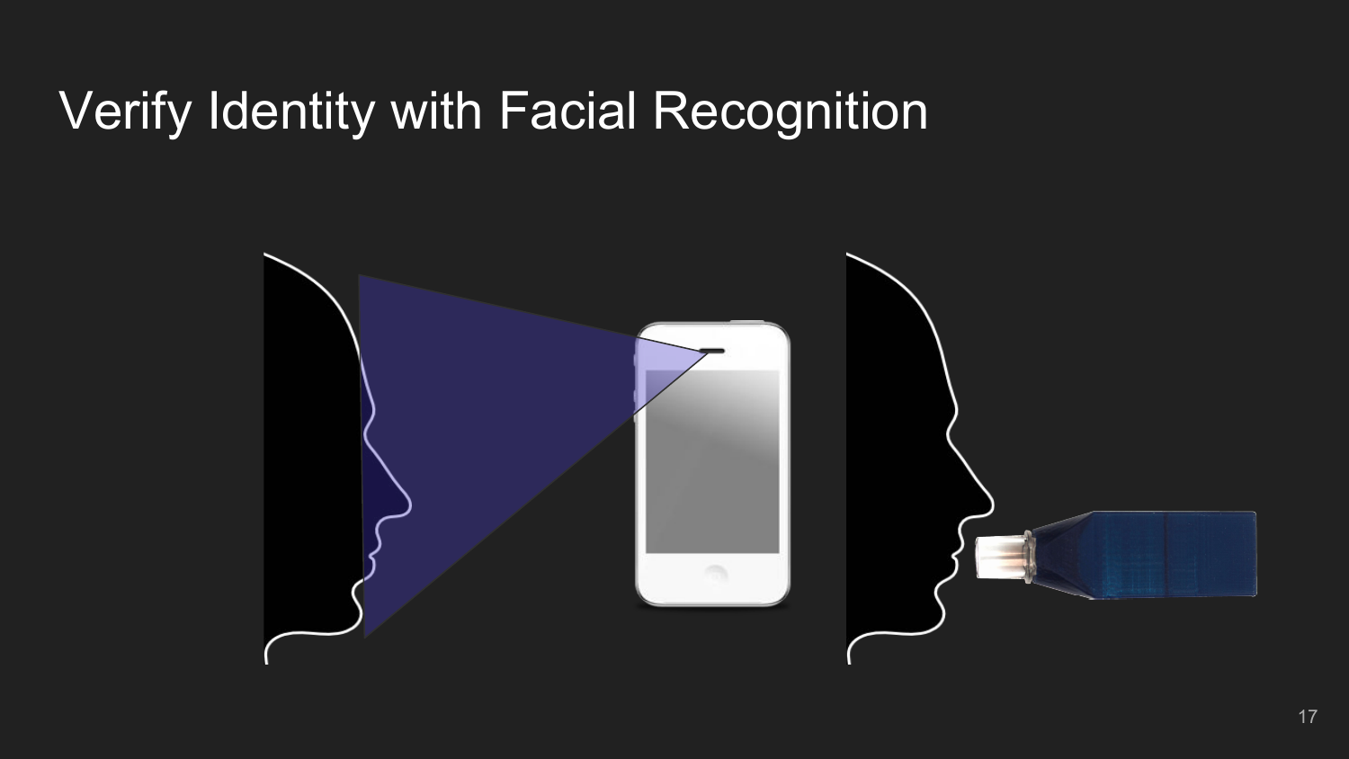# Verify Identity with Facial Recognition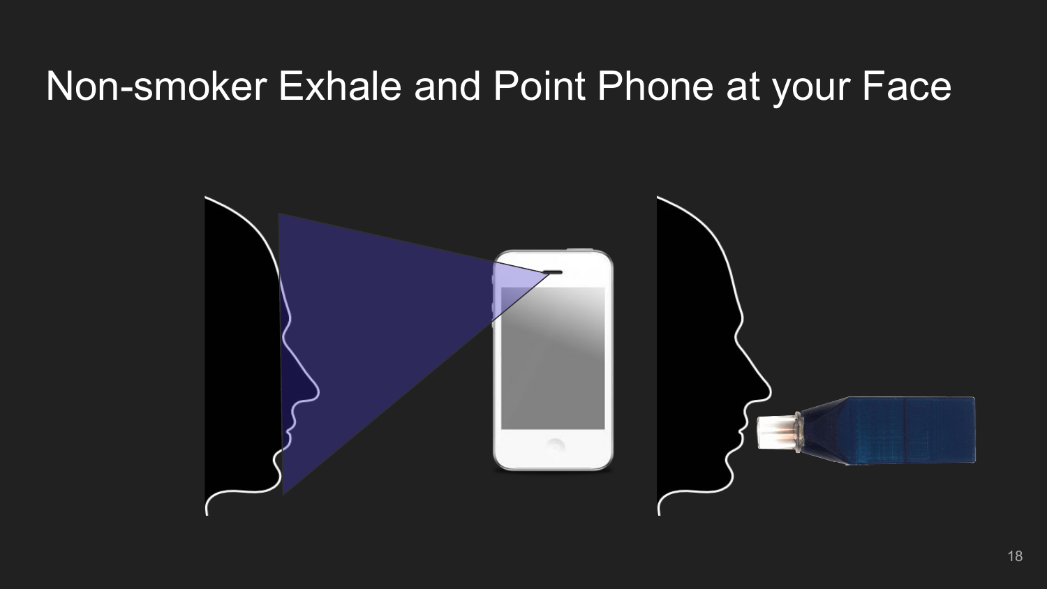# Non-smoker Exhale and Point Phone at your Face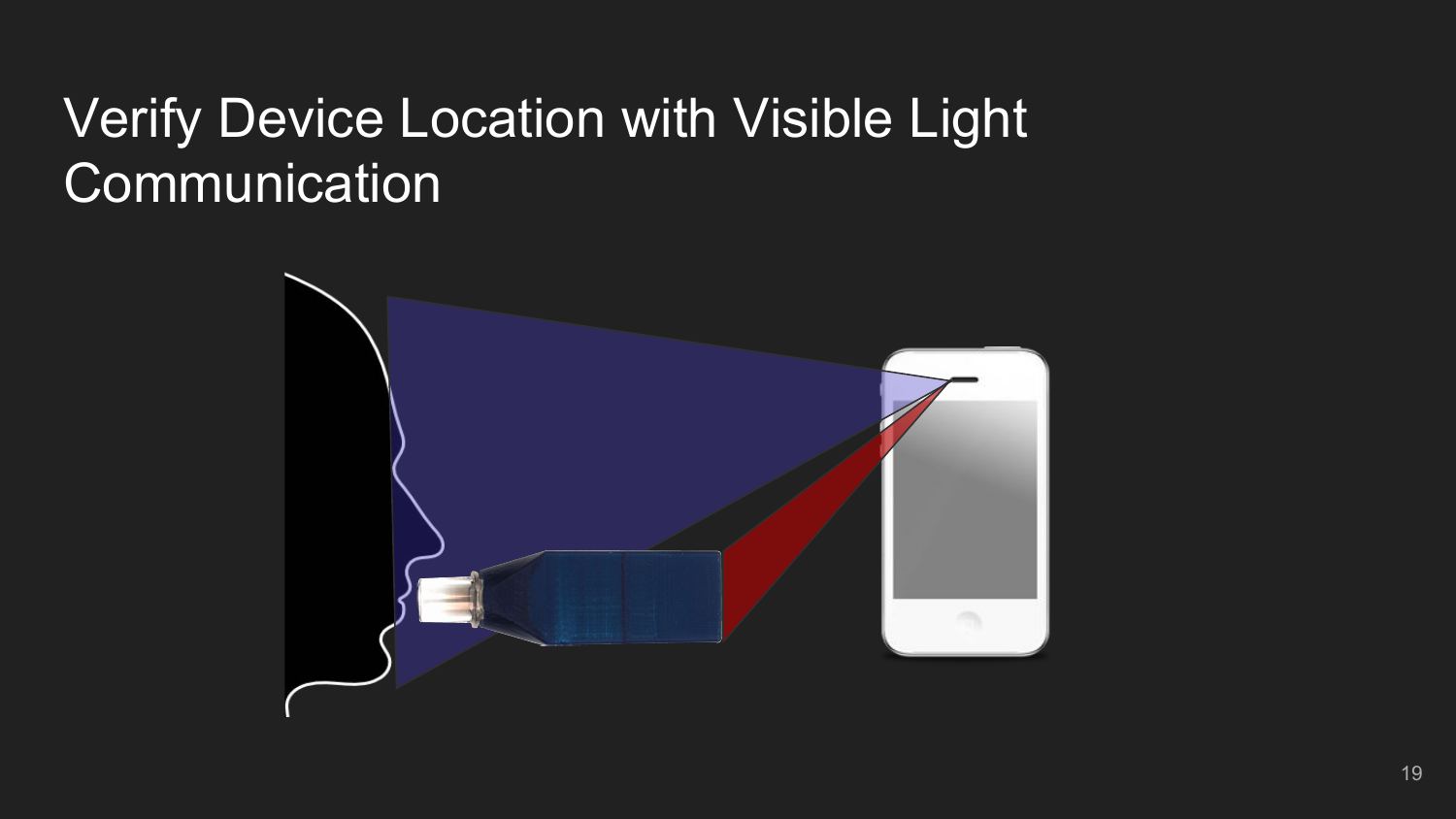# Verify Device Location with Visible Light Communication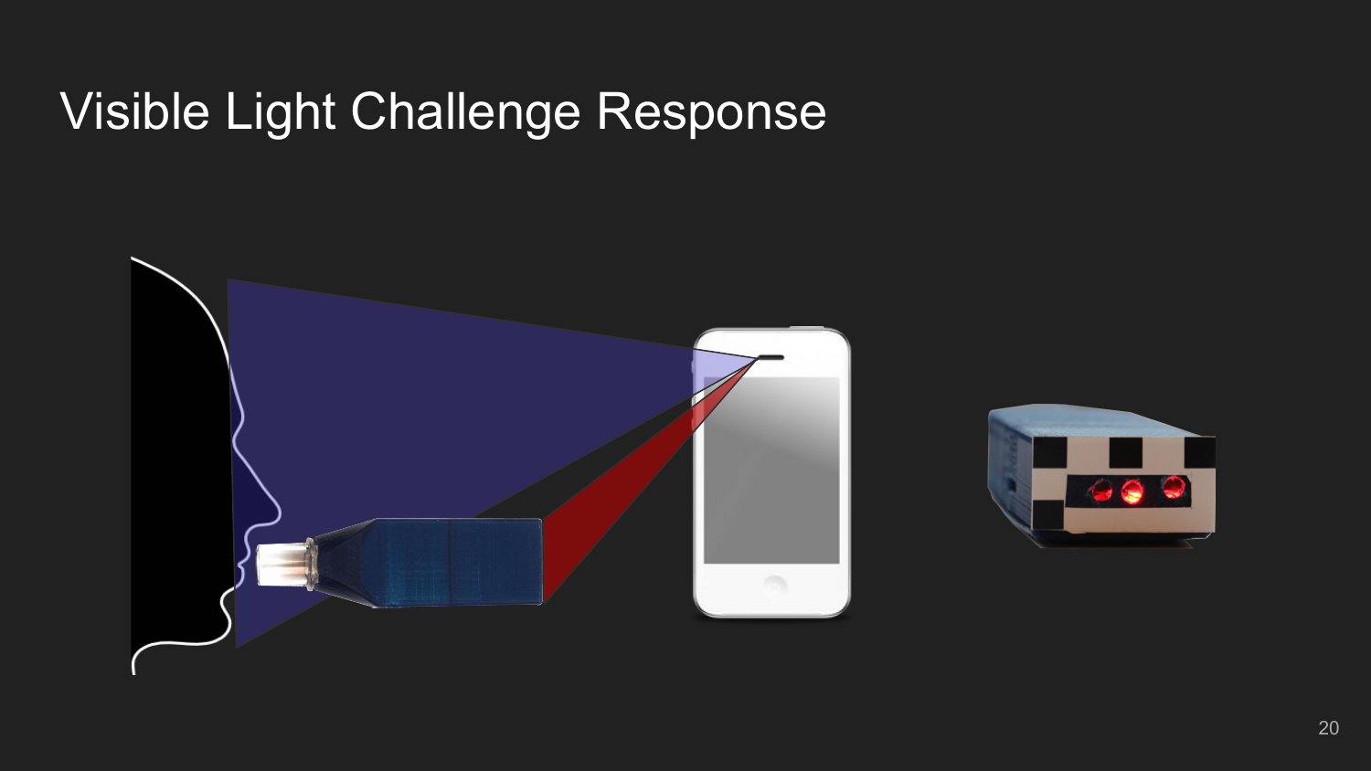# Visible Light Challenge Response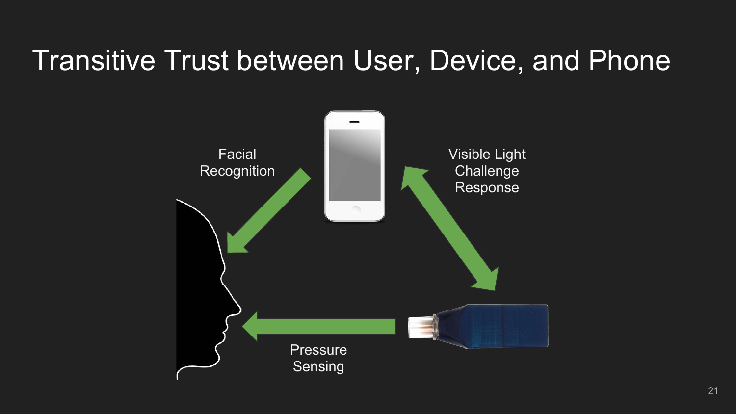# Transitive Trust between User, Device, and Phone

Facial Recognition

Visible Light Challenge Response

Pressure Sensing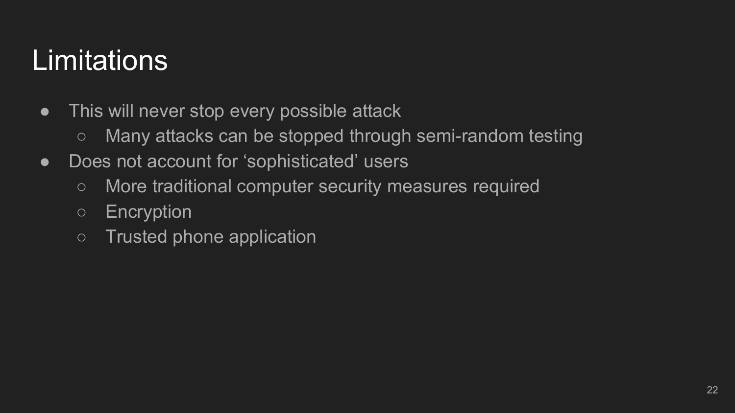# Limitations

- This will never stop every possible attack
  - Many attacks can be stopped through semi-random testing
- Does not account for ‘sophisticated’ users
  - More traditional computer security measures required
  - Encryption
  - Trusted phone application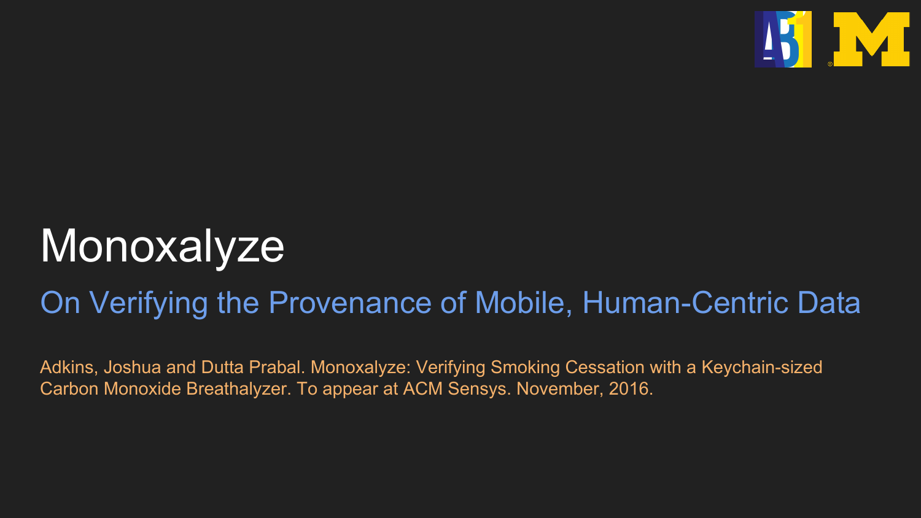# Monoxalyze

## On Verifying the Provenance of Mobile, Human-Centric Data

Adkins, Joshua and Dutta Prabal. Monoxalyze: Verifying Smoking Cessation with a Keychain-sized Carbon Monoxide Breathalyzer. To appear at ACM Sensys. November, 2016.